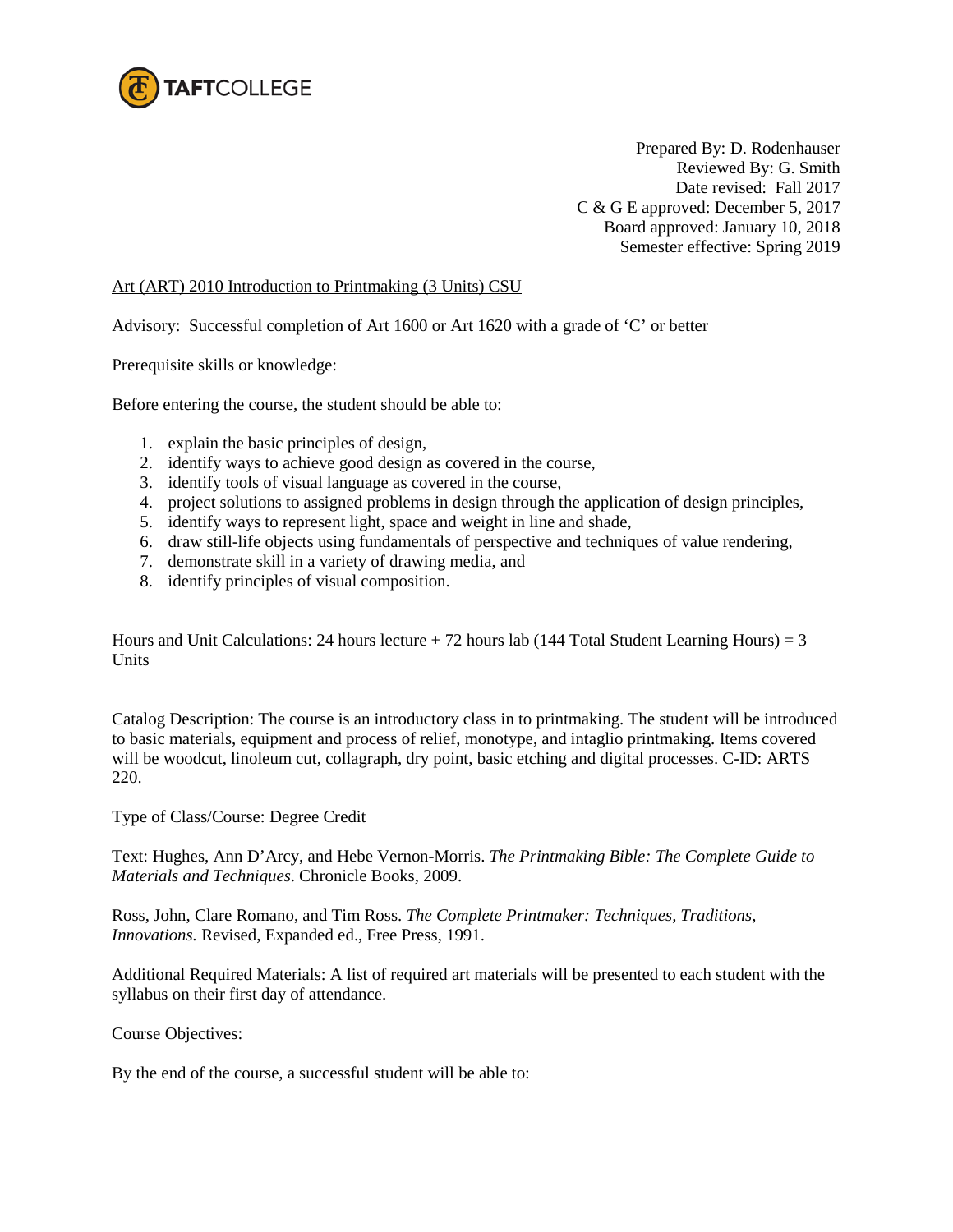TAFTCOLLEGE

Prepared By: D. Rodenhauser
Reviewed By: G. Smith
Date revised: Fall 2017
C & G E approved: December 5, 2017
Board approved: January 10, 2018
Semester effective: Spring 2019

Art (ART) 2010 Introduction to Printmaking (3 Units) CSU

Advisory: Successful completion of Art 1600 or Art 1620 with a grade of 'C' or better

Prerequisite skills or knowledge:

Before entering the course, the student should be able to:

1. explain the basic principles of design,
2. identify ways to achieve good design as covered in the course,
3. identify tools of visual language as covered in the course,
4. project solutions to assigned problems in design through the application of design principles,
5. identify ways to represent light, space and weight in line and shade,
6. draw still-life objects using fundamentals of perspective and techniques of value rendering,
7. demonstrate skill in a variety of drawing media, and
8. identify principles of visual composition.

Hours and Unit Calculations: 24 hours lecture + 72 hours lab (144 Total Student Learning Hours) = 3 Units

Catalog Description: The course is an introductory class in to printmaking. The student will be introduced to basic materials, equipment and process of relief, monotype, and intaglio printmaking. Items covered will be woodcut, linoleum cut, collagraph, dry point, basic etching and digital processes. C-ID: ARTS 220.

Type of Class/Course: Degree Credit

Text: Hughes, Ann D'Arcy, and Hebe Vernon-Morris. *The Printmaking Bible: The Complete Guide to Materials and Techniques.* Chronicle Books, 2009.

Ross, John, Clare Romano, and Tim Ross. *The Complete Printmaker: Techniques, Traditions, Innovations.* Revised, Expanded ed., Free Press, 1991.

Additional Required Materials: A list of required art materials will be presented to each student with the syllabus on their first day of attendance.

Course Objectives:

By the end of the course, a successful student will be able to: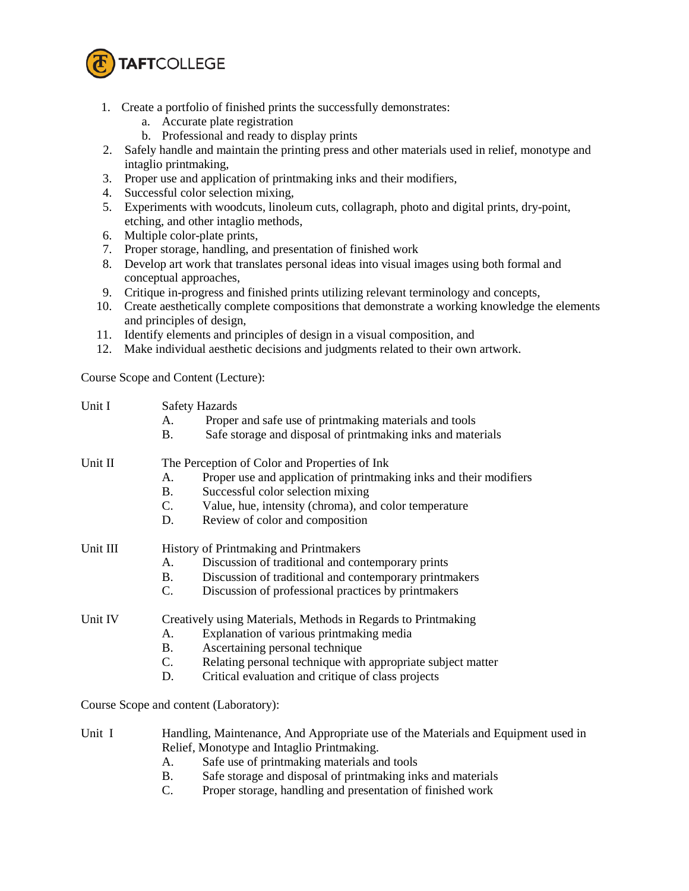1. Create a portfolio of finished prints the successfully demonstrates:
    a. Accurate plate registration
    b. Professional and ready to display prints
2. Safely handle and maintain the printing press and other materials used in relief, monotype and intaglio printmaking,
3. Proper use and application of printmaking inks and their modifiers,
4. Successful color selection mixing,
5. Experiments with woodcuts, linoleum cuts, collagraph, photo and digital prints, dry-point, etching, and other intaglio methods,
6. Multiple color-plate prints,
7. Proper storage, handling, and presentation of finished work
8. Develop art work that translates personal ideas into visual images using both formal and conceptual approaches,
9. Critique in-progress and finished prints utilizing relevant terminology and concepts,
10. Create aesthetically complete compositions that demonstrate a working knowledge the elements and principles of design,
11. Identify elements and principles of design in a visual composition, and
12. Make individual aesthetic decisions and judgments related to their own artwork.

Course Scope and Content (Lecture):

Unit I Safety Hazards

- A. Proper and safe use of printmaking materials and tools
- B. Safe storage and disposal of printmaking inks and materials

Unit II The Perception of Color and Properties of Ink

- A. Proper use and application of printmaking inks and their modifiers
- B. Successful color selection mixing
- C. Value, hue, intensity (chroma), and color temperature
- D. Review of color and composition

Unit III History of Printmaking and Printmakers

- A. Discussion of traditional and contemporary prints
- B. Discussion of traditional and contemporary printmakers
- C. Discussion of professional practices by printmakers

Unit IV Creatively using Materials, Methods in Regards to Printmaking

- A. Explanation of various printmaking media
- B. Ascertaining personal technique
- C. Relating personal technique with appropriate subject matter
- D. Critical evaluation and critique of class projects

Course Scope and content (Laboratory):

Unit I Handling, Maintenance, And Appropriate use of the Materials and Equipment used in Relief, Monotype and Intaglio Printmaking.

- A. Safe use of printmaking materials and tools
- B. Safe storage and disposal of printmaking inks and materials
- C. Proper storage, handling and presentation of finished work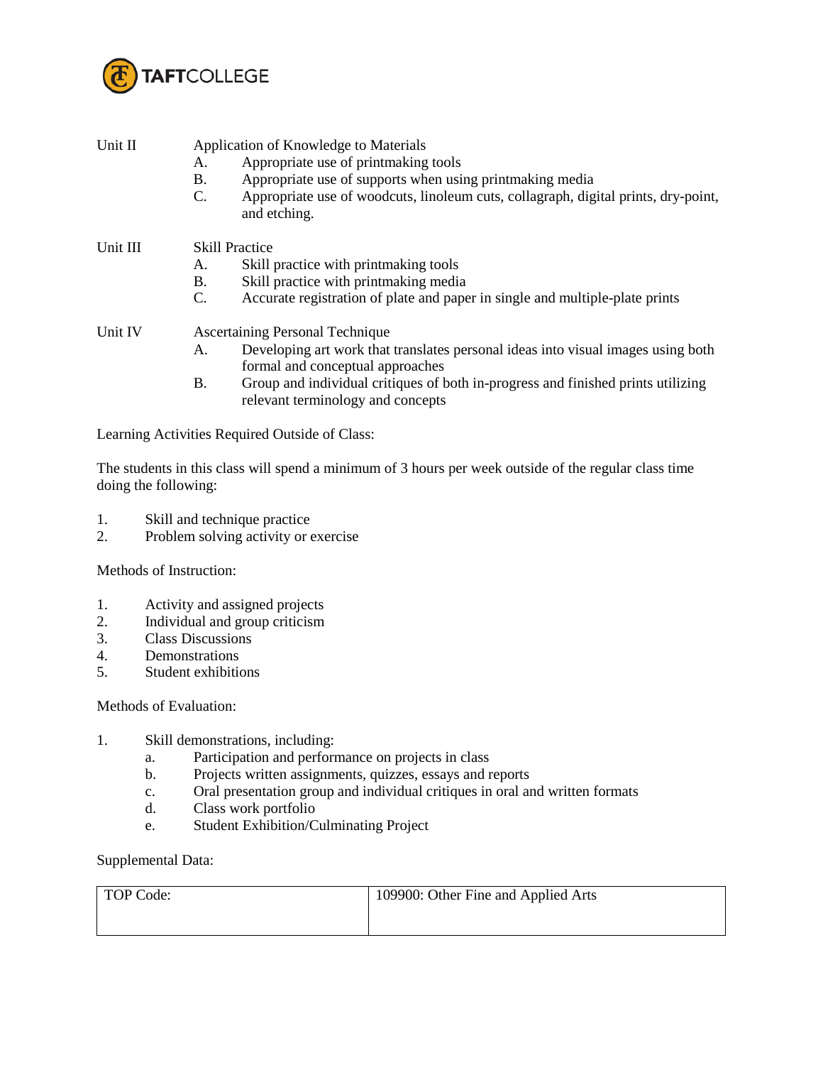Unit II Application of Knowledge to Materials

A. Appropriate use of printmaking tools
B. Appropriate use of supports when using printmaking media
C. Appropriate use of woodcuts, linoleum cuts, collagraph, digital prints, dry-point, and etching.

Unit III Skill Practice

A. Skill practice with printmaking tools
B. Skill practice with printmaking media
C. Accurate registration of plate and paper in single and multiple-plate prints

Unit IV Ascertaining Personal Technique

A. Developing art work that translates personal ideas into visual images using both formal and conceptual approaches
B. Group and individual critiques of both in-progress and finished prints utilizing relevant terminology and concepts

Learning Activities Required Outside of Class:

The students in this class will spend a minimum of 3 hours per week outside of the regular class time doing the following:

1. Skill and technique practice
2. Problem solving activity or exercise

Methods of Instruction:

1. Activity and assigned projects
2. Individual and group criticism
3. Class Discussions
4. Demonstrations
5. Student exhibitions

Methods of Evaluation:

1. Skill demonstrations, including:
    a. Participation and performance on projects in class
    b. Projects written assignments, quizzes, essays and reports
    c. Oral presentation group and individual critiques in oral and written formats
    d. Class work portfolio
    e. Student Exhibition/Culminating Project

Supplemental Data:

| TOP Code: | 109900: Other Fine and Applied Arts |
|---|---|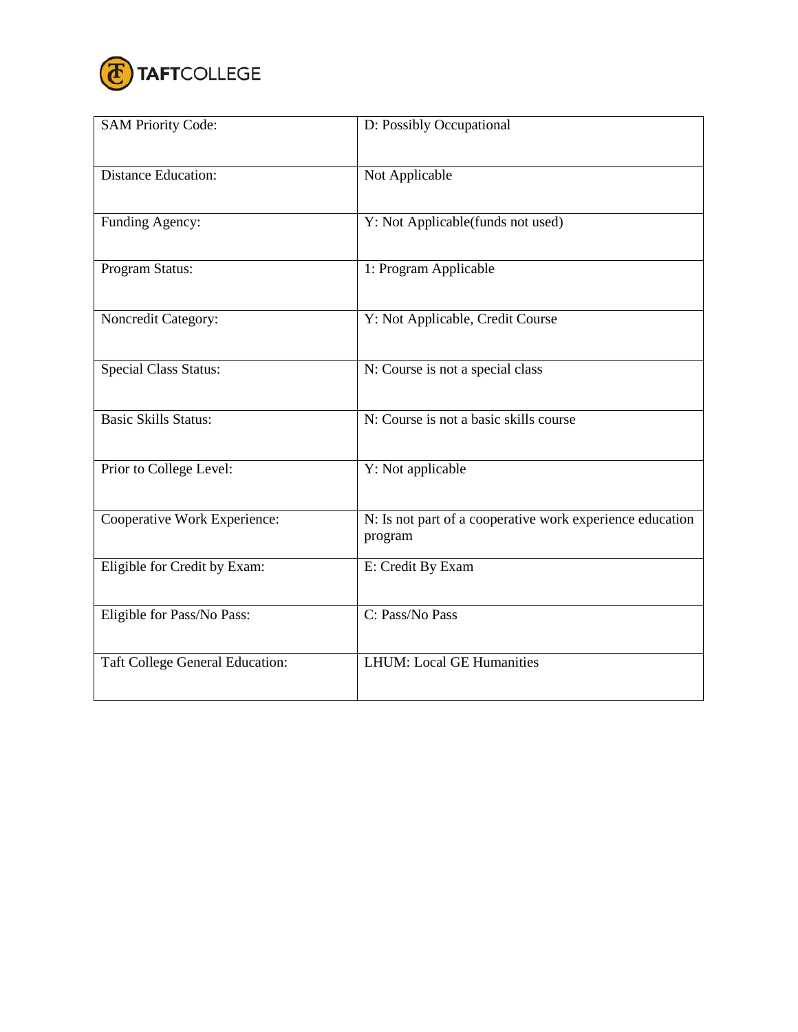| | |
|---|---|
| SAM Priority Code: | D: Possibly Occupational |
| Distance Education: | Not Applicable |
| Funding Agency: | Y: Not Applicable(funds not used) |
| Program Status: | 1: Program Applicable |
| Noncredit Category: | Y: Not Applicable, Credit Course |
| Special Class Status: | N: Course is not a special class |
| Basic Skills Status: | N: Course is not a basic skills course |
| Prior to College Level: | Y: Not applicable |
| Cooperative Work Experience: | N: Is not part of a cooperative work experience education program |
| Eligible for Credit by Exam: | E: Credit By Exam |
| Eligible for Pass/No Pass: | C: Pass/No Pass |
| Taft College General Education: | LHUM: Local GE Humanities |